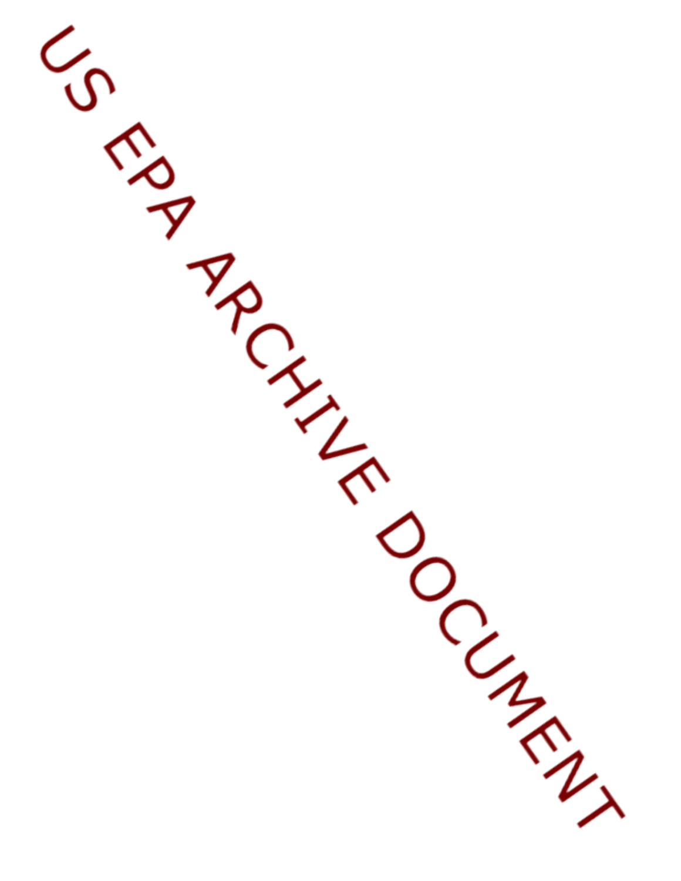US EPA ARCHIVE DOCUMENT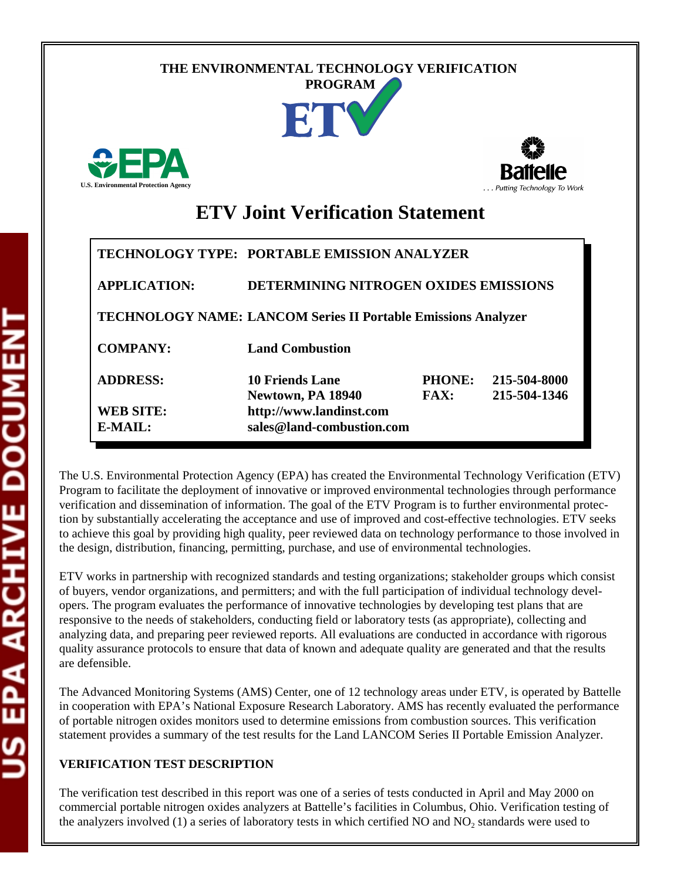THE ENVIRONMENTAL TECHNOLOGY VERIFICATION PROGRAM

# ETV Joint Verification Statement

| | | | |
|---|---|---|---|
| **TECHNOLOGY TYPE:** | **PORTABLE EMISSION ANALYZER** | | |
| **APPLICATION:** | **DETERMINING NITROGEN OXIDES EMISSIONS** | | |
| **TECHNOLOGY NAME:** | **LANCOM Series II Portable Emissions Analyzer** | | |
| **COMPANY:** | **Land Combustion** | | |
| **ADDRESS:** | **10 Friends Lane Newtown, PA 18940** | **PHONE: FAX:** | **215-504-8000 215-504-1346** |
| **WEB SITE:** | **http://www.landinst.com** | | |
| **E-MAIL:** | **sales@land-combustion.com** | | |

The U.S. Environmental Protection Agency (EPA) has created the Environmental Technology Verification (ETV) Program to facilitate the deployment of innovative or improved environmental technologies through performance verification and dissemination of information. The goal of the ETV Program is to further environmental protection by substantially accelerating the acceptance and use of improved and cost-effective technologies. ETV seeks to achieve this goal by providing high quality, peer reviewed data on technology performance to those involved in the design, distribution, financing, permitting, purchase, and use of environmental technologies.

ETV works in partnership with recognized standards and testing organizations; stakeholder groups which consist of buyers, vendor organizations, and permitters; and with the full participation of individual technology developers. The program evaluates the performance of innovative technologies by developing test plans that are responsive to the needs of stakeholders, conducting field or laboratory tests (as appropriate), collecting and analyzing data, and preparing peer reviewed reports. All evaluations are conducted in accordance with rigorous quality assurance protocols to ensure that data of known and adequate quality are generated and that the results are defensible.

The Advanced Monitoring Systems (AMS) Center, one of 12 technology areas under ETV, is operated by Battelle in cooperation with EPA's National Exposure Research Laboratory. AMS has recently evaluated the performance of portable nitrogen oxides monitors used to determine emissions from combustion sources. This verification statement provides a summary of the test results for the Land LANCOM Series II Portable Emission Analyzer.

**VERIFICATION TEST DESCRIPTION**

The verification test described in this report was one of a series of tests conducted in April and May 2000 on commercial portable nitrogen oxides analyzers at Battelle's facilities in Columbus, Ohio. Verification testing of the analyzers involved (1) a series of laboratory tests in which certified NO and $NO_2$ standards were used to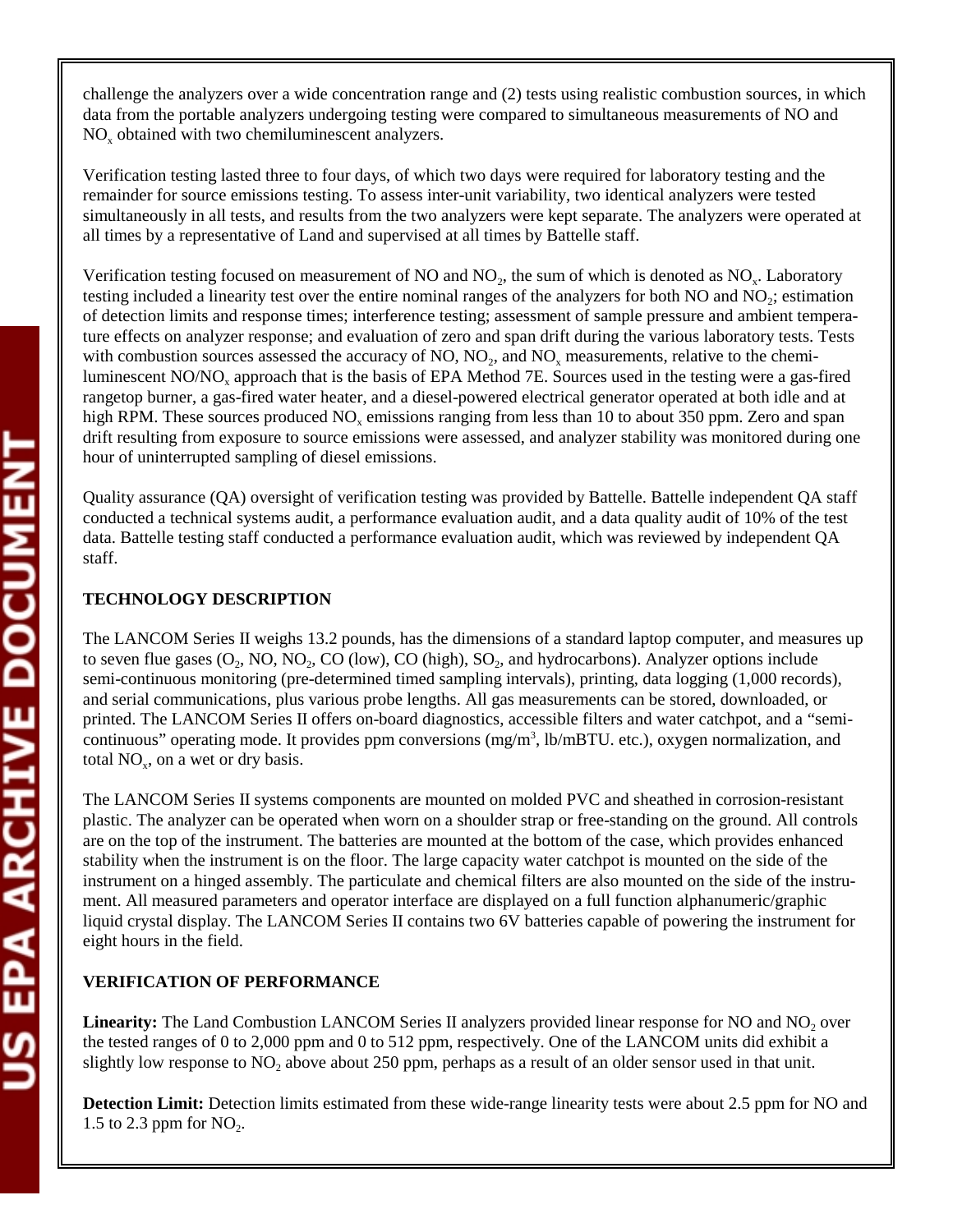challenge the analyzers over a wide concentration range and (2) tests using realistic combustion sources, in which data from the portable analyzers undergoing testing were compared to simultaneous measurements of NO and $NO_x$ obtained with two chemiluminescent analyzers.

Verification testing lasted three to four days, of which two days were required for laboratory testing and the remainder for source emissions testing. To assess inter-unit variability, two identical analyzers were tested simultaneously in all tests, and results from the two analyzers were kept separate. The analyzers were operated at all times by a representative of Land and supervised at all times by Battelle staff.

Verification testing focused on measurement of NO and $NO_2$, the sum of which is denoted as $NO_x$. Laboratory testing included a linearity test over the entire nominal ranges of the analyzers for both NO and $NO_2$; estimation of detection limits and response times; interference testing; assessment of sample pressure and ambient temperature effects on analyzer response; and evaluation of zero and span drift during the various laboratory tests. Tests with combustion sources assessed the accuracy of NO, $NO_2$, and $NO_x$ measurements, relative to the chemiluminescent NO/$NO_x$ approach that is the basis of EPA Method 7E. Sources used in the testing were a gas-fired rangetop burner, a gas-fired water heater, and a diesel-powered electrical generator operated at both idle and at high RPM. These sources produced $NO_x$ emissions ranging from less than 10 to about 350 ppm. Zero and span drift resulting from exposure to source emissions were assessed, and analyzer stability was monitored during one hour of uninterrupted sampling of diesel emissions.

Quality assurance (QA) oversight of verification testing was provided by Battelle. Battelle independent QA staff conducted a technical systems audit, a performance evaluation audit, and a data quality audit of 10% of the test data. Battelle testing staff conducted a performance evaluation audit, which was reviewed by independent QA staff.

**TECHNOLOGY DESCRIPTION**

The LANCOM Series II weighs 13.2 pounds, has the dimensions of a standard laptop computer, and measures up to seven flue gases ($O_2$, NO, $NO_2$, CO (low), CO (high), $SO_2$, and hydrocarbons). Analyzer options include semi-continuous monitoring (pre-determined timed sampling intervals), printing, data logging (1,000 records), and serial communications, plus various probe lengths. All gas measurements can be stored, downloaded, or printed. The LANCOM Series II offers on-board diagnostics, accessible filters and water catchpot, and a "semi-continuous" operating mode. It provides ppm conversions (mg/$m^3$, lb/mBTU. etc.), oxygen normalization, and total $NO_x$, on a wet or dry basis.

The LANCOM Series II systems components are mounted on molded PVC and sheathed in corrosion-resistant plastic. The analyzer can be operated when worn on a shoulder strap or free-standing on the ground. All controls are on the top of the instrument. The batteries are mounted at the bottom of the case, which provides enhanced stability when the instrument is on the floor. The large capacity water catchpot is mounted on the side of the instrument on a hinged assembly. The particulate and chemical filters are also mounted on the side of the instrument. All measured parameters and operator interface are displayed on a full function alphanumeric/graphic liquid crystal display. The LANCOM Series II contains two 6V batteries capable of powering the instrument for eight hours in the field.

**VERIFICATION OF PERFORMANCE**

**Linearity:** The Land Combustion LANCOM Series II analyzers provided linear response for NO and $NO_2$ over the tested ranges of 0 to 2,000 ppm and 0 to 512 ppm, respectively. One of the LANCOM units did exhibit a slightly low response to $NO_2$ above about 250 ppm, perhaps as a result of an older sensor used in that unit.

**Detection Limit:** Detection limits estimated from these wide-range linearity tests were about 2.5 ppm for NO and 1.5 to 2.3 ppm for $NO_2$.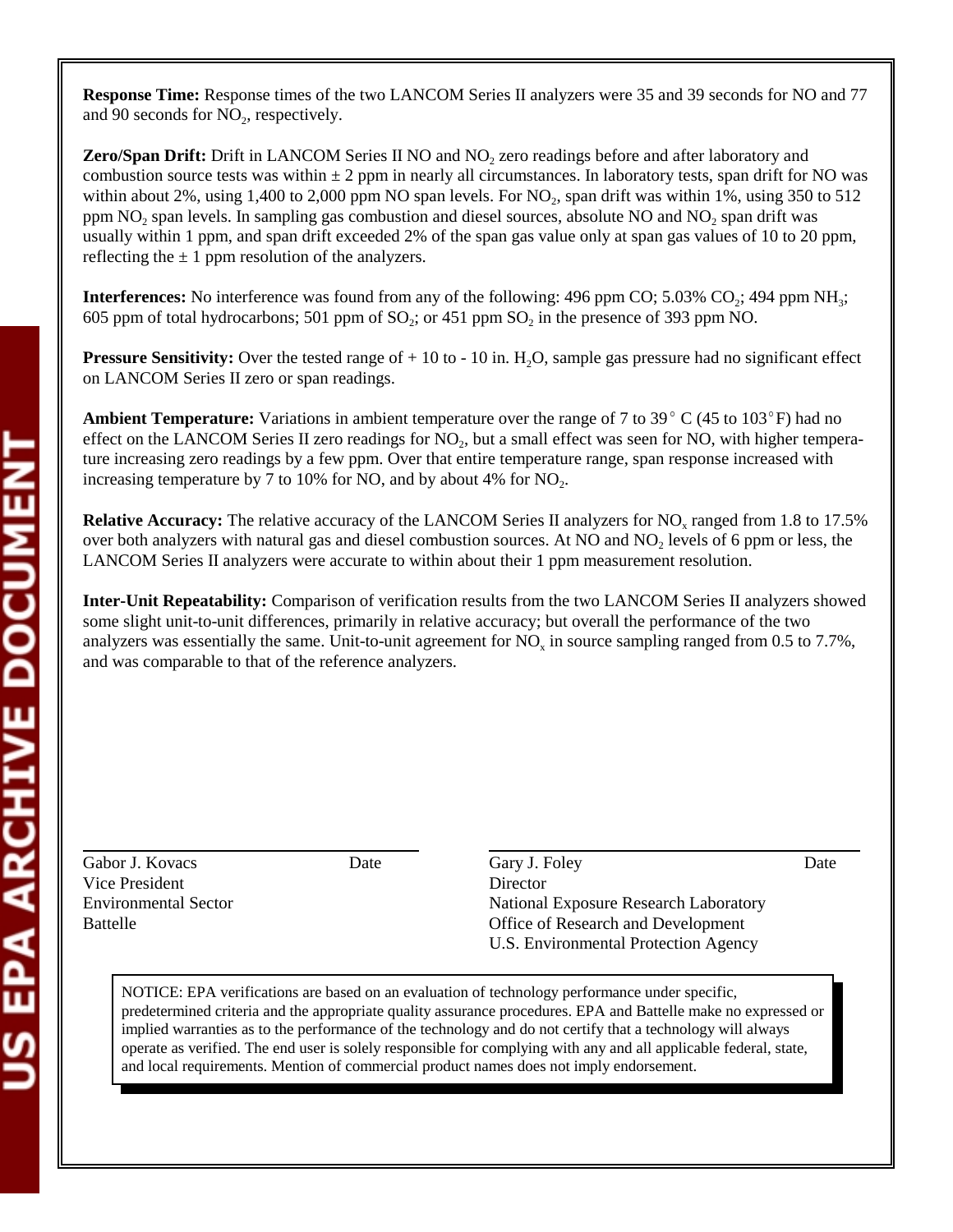**Response Time:** Response times of the two LANCOM Series II analyzers were 35 and 39 seconds for NO and 77 and 90 seconds for $NO_2$, respectively.

**Zero/Span Drift:** Drift in LANCOM Series II NO and $NO_2$ zero readings before and after laboratory and combustion source tests was within ± 2 ppm in nearly all circumstances. In laboratory tests, span drift for NO was within about 2%, using 1,400 to 2,000 ppm NO span levels. For $NO_2$, span drift was within 1%, using 350 to 512 ppm $NO_2$ span levels. In sampling gas combustion and diesel sources, absolute NO and $NO_2$ span drift was usually within 1 ppm, and span drift exceeded 2% of the span gas value only at span gas values of 10 to 20 ppm, reflecting the ± 1 ppm resolution of the analyzers.

**Interferences:** No interference was found from any of the following: 496 ppm CO; 5.03% $CO_2$; 494 ppm $NH_3$; 605 ppm of total hydrocarbons; 501 ppm of $SO_2$; or 451 ppm $SO_2$ in the presence of 393 ppm NO.

**Pressure Sensitivity:** Over the tested range of + 10 to - 10 in. $H_2O$, sample gas pressure had no significant effect on LANCOM Series II zero or span readings.

**Ambient Temperature:** Variations in ambient temperature over the range of 7 to 39° C (45 to 103°F) had no effect on the LANCOM Series II zero readings for $NO_2$, but a small effect was seen for NO, with higher temperature increasing zero readings by a few ppm. Over that entire temperature range, span response increased with increasing temperature by 7 to 10% for NO, and by about 4% for $NO_2$.

**Relative Accuracy:** The relative accuracy of the LANCOM Series II analyzers for $NO_x$ ranged from 1.8 to 17.5% over both analyzers with natural gas and diesel combustion sources. At NO and $NO_2$ levels of 6 ppm or less, the LANCOM Series II analyzers were accurate to within about their 1 ppm measurement resolution.

**Inter-Unit Repeatability:** Comparison of verification results from the two LANCOM Series II analyzers showed some slight unit-to-unit differences, primarily in relative accuracy; but overall the performance of the two analyzers was essentially the same. Unit-to-unit agreement for $NO_x$ in source sampling ranged from 0.5 to 7.7%, and was comparable to that of the reference analyzers.

Gabor J. Kovacs  Date
Vice President
Environmental Sector
Battelle

Gary J. Foley  Date
Director
National Exposure Research Laboratory
Office of Research and Development
U.S. Environmental Protection Agency

NOTICE: EPA verifications are based on an evaluation of technology performance under specific, predetermined criteria and the appropriate quality assurance procedures. EPA and Battelle make no expressed or implied warranties as to the performance of the technology and do not certify that a technology will always operate as verified. The end user is solely responsible for complying with any and all applicable federal, state, and local requirements. Mention of commercial product names does not imply endorsement.